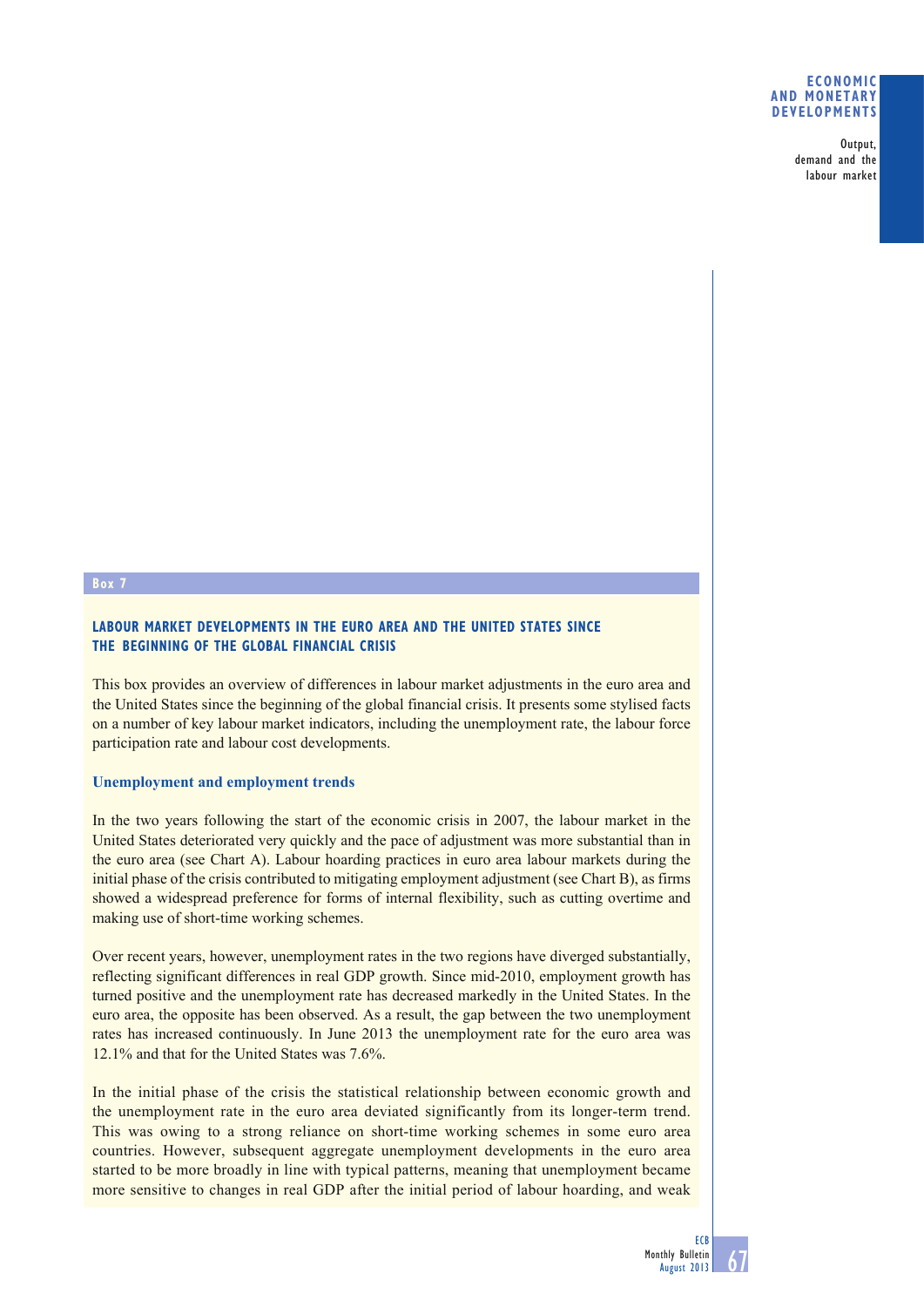## Box 7

### LABOUR MARKET DEVELOPMENTS IN THE EURO AREA AND THE UNITED STATES SINCE THE BEGINNING OF THE GLOBAL FINANCIAL CRISIS

This box provides an overview of differences in labour market adjustments in the euro area and the United States since the beginning of the global financial crisis. It presents some stylised facts on a number of key labour market indicators, including the unemployment rate, the labour force participation rate and labour cost developments.

#### Unemployment and employment trends

In the two years following the start of the economic crisis in 2007, the labour market in the United States deteriorated very quickly and the pace of adjustment was more substantial than in the euro area (see Chart A). Labour hoarding practices in euro area labour markets during the initial phase of the crisis contributed to mitigating employment adjustment (see Chart B), as firms showed a widespread preference for forms of internal flexibility, such as cutting overtime and making use of short-time working schemes.

Over recent years, however, unemployment rates in the two regions have diverged substantially, reflecting significant differences in real GDP growth. Since mid-2010, employment growth has turned positive and the unemployment rate has decreased markedly in the United States. In the euro area, the opposite has been observed. As a result, the gap between the two unemployment rates has increased continuously. In June 2013 the unemployment rate for the euro area was 12.1% and that for the United States was 7.6%.

In the initial phase of the crisis the statistical relationship between economic growth and the unemployment rate in the euro area deviated significantly from its longer-term trend. This was owing to a strong reliance on short-time working schemes in some euro area countries. However, subsequent aggregate unemployment developments in the euro area started to be more broadly in line with typical patterns, meaning that unemployment became more sensitive to changes in real GDP after the initial period of labour hoarding, and weak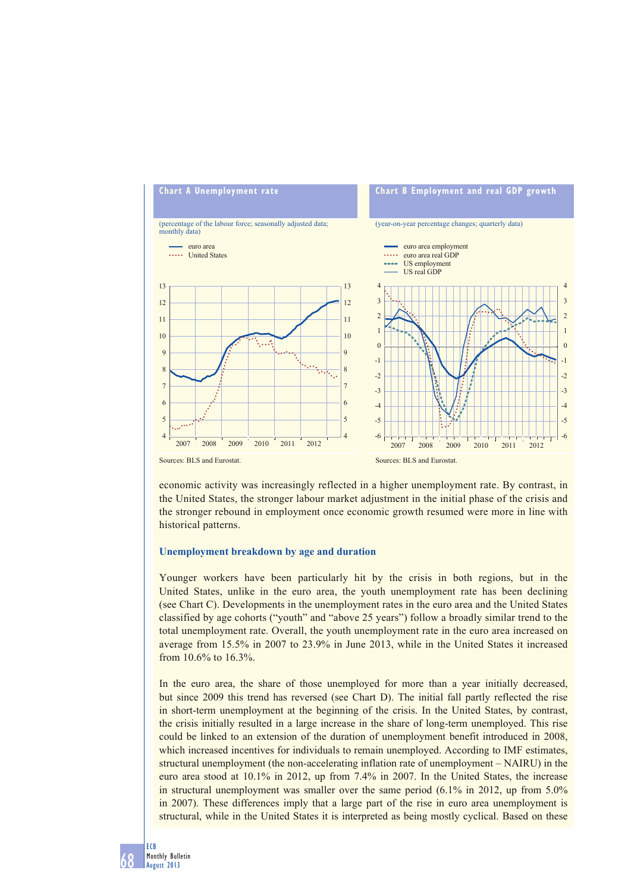**Chart A Unemployment rate**

(percentage of the labour force; seasonally adjusted data; monthly data)

- euro area
- United States

Sources: BLS and Eurostat.

**Chart B Employment and real GDP growth**

(year-on-year percentage changes; quarterly data)

- euro area employment
- euro area real GDP
- US employment
- US real GDP

Sources: BLS and Eurostat.

economic activity was increasingly reflected in a higher unemployment rate. By contrast, in the United States, the stronger labour market adjustment in the initial phase of the crisis and the stronger rebound in employment once economic growth resumed were more in line with historical patterns.

### Unemployment breakdown by age and duration

Younger workers have been particularly hit by the crisis in both regions, but in the United States, unlike in the euro area, the youth unemployment rate has been declining (see Chart C). Developments in the unemployment rates in the euro area and the United States classified by age cohorts ("youth" and "above 25 years") follow a broadly similar trend to the total unemployment rate. Overall, the youth unemployment rate in the euro area increased on average from 15.5% in 2007 to 23.9% in June 2013, while in the United States it increased from 10.6% to 16.3%.

In the euro area, the share of those unemployed for more than a year initially decreased, but since 2009 this trend has reversed (see Chart D). The initial fall partly reflected the rise in short-term unemployment at the beginning of the crisis. In the United States, by contrast, the crisis initially resulted in a large increase in the share of long-term unemployed. This rise could be linked to an extension of the duration of unemployment benefit introduced in 2008, which increased incentives for individuals to remain unemployed. According to IMF estimates, structural unemployment (the non-accelerating inflation rate of unemployment – NAIRU) in the euro area stood at 10.1% in 2012, up from 7.4% in 2007. In the United States, the increase in structural unemployment was smaller over the same period (6.1% in 2012, up from 5.0% in 2007). These differences imply that a large part of the rise in euro area unemployment is structural, while in the United States it is interpreted as being mostly cyclical. Based on these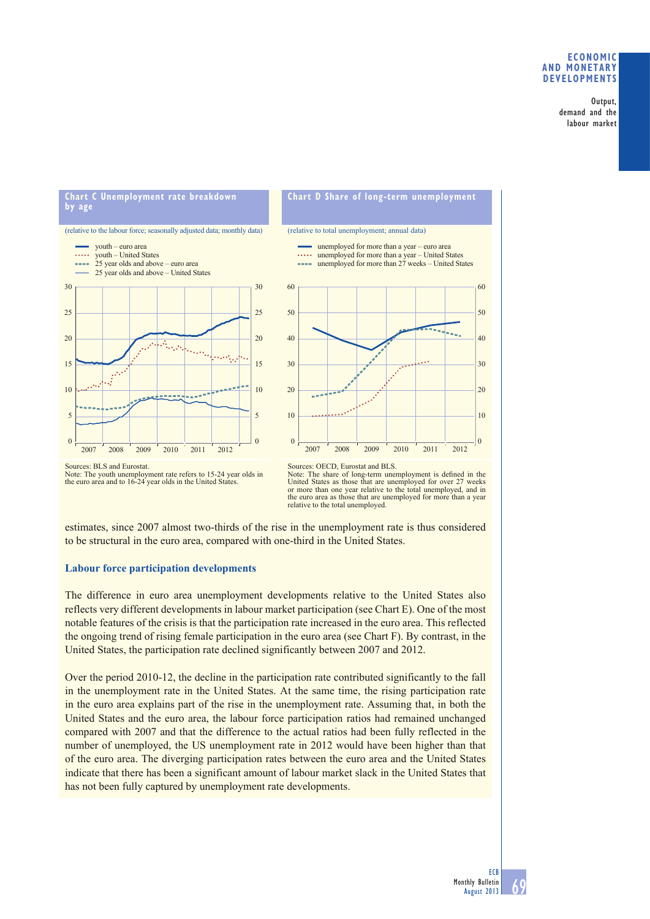### Chart C Unemployment rate breakdown by age

(relative to the labour force; seasonally adjusted data; monthly data)

- youth – euro area
- youth – United States
- 25 year olds and above – euro area
- 25 year olds and above – United States

Sources: BLS and Eurostat.
Note: The youth unemployment rate refers to 15-24 year olds in the euro area and to 16-24 year olds in the United States.

### Chart D Share of long-term unemployment

(relative to total unemployment; annual data)

- unemployed for more than a year – euro area
- unemployed for more than a year – United States
- unemployed for more than 27 weeks – United States

Sources: OECD, Eurostat and BLS.
Note: The share of long-term unemployment is defined in the United States as those that are unemployed for over 27 weeks or more than one year relative to the total unemployed, and in the euro area as those that are unemployed for more than a year relative to the total unemployed.

estimates, since 2007 almost two-thirds of the rise in the unemployment rate is thus considered to be structural in the euro area, compared with one-third in the United States.

### Labour force participation developments

The difference in euro area unemployment developments relative to the United States also reflects very different developments in labour market participation (see Chart E). One of the most notable features of the crisis is that the participation rate increased in the euro area. This reflected the ongoing trend of rising female participation in the euro area (see Chart F). By contrast, in the United States, the participation rate declined significantly between 2007 and 2012.

Over the period 2010-12, the decline in the participation rate contributed significantly to the fall in the unemployment rate in the United States. At the same time, the rising participation rate in the euro area explains part of the rise in the unemployment rate. Assuming that, in both the United States and the euro area, the labour force participation ratios had remained unchanged compared with 2007 and that the difference to the actual ratios had been fully reflected in the number of unemployed, the US unemployment rate in 2012 would have been higher than that of the euro area. The diverging participation rates between the euro area and the United States indicate that there has been a significant amount of labour market slack in the United States that has not been fully captured by unemployment rate developments.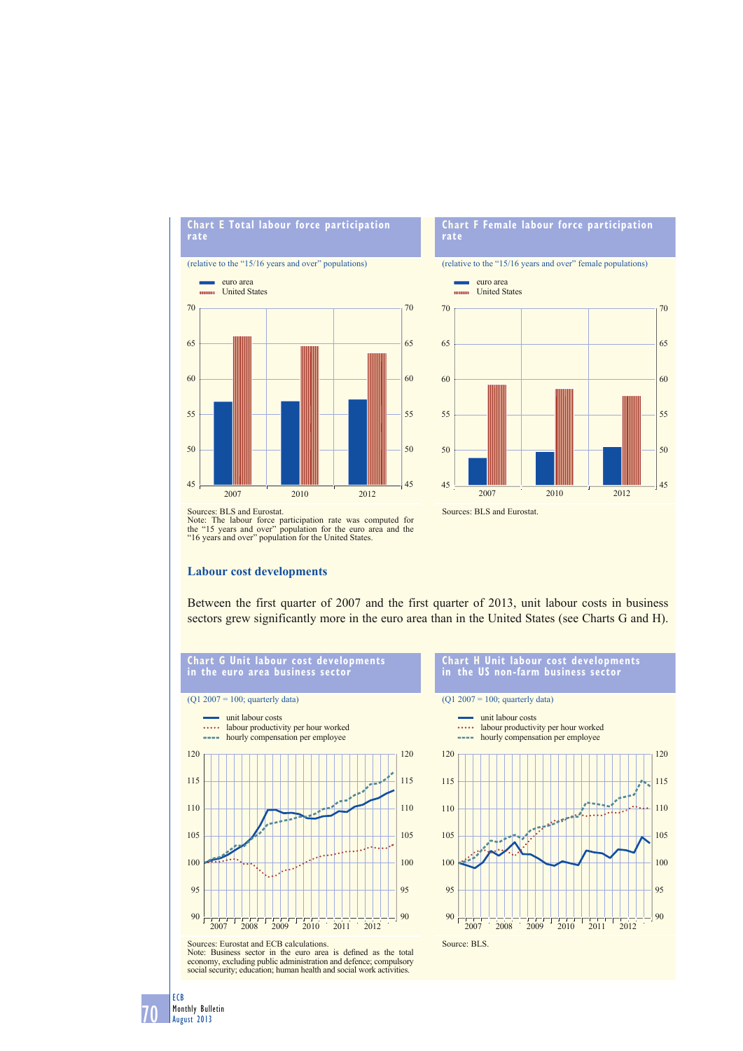**Chart E Total labour force participation rate**

(relative to the "15/16 years and over" populations)

Sources: BLS and Eurostat.
Note: The labour force participation rate was computed for the "15 years and over" population for the euro area and the "16 years and over" population for the United States.

**Chart F Female labour force participation rate**

(relative to the "15/16 years and over" female populations)

Sources: BLS and Eurostat.

## Labour cost developments

Between the first quarter of 2007 and the first quarter of 2013, unit labour costs in business sectors grew significantly more in the euro area than in the United States (see Charts G and H).

**Chart G Unit labour cost developments in the euro area business sector**

(Q1 2007 = 100; quarterly data)

Sources: Eurostat and ECB calculations.
Note: Business sector in the euro area is defined as the total economy, excluding public administration and defence; compulsory social security; education; human health and social work activities.

**Chart H Unit labour cost developments in the US non-farm business sector**

(Q1 2007 = 100; quarterly data)

Source: BLS.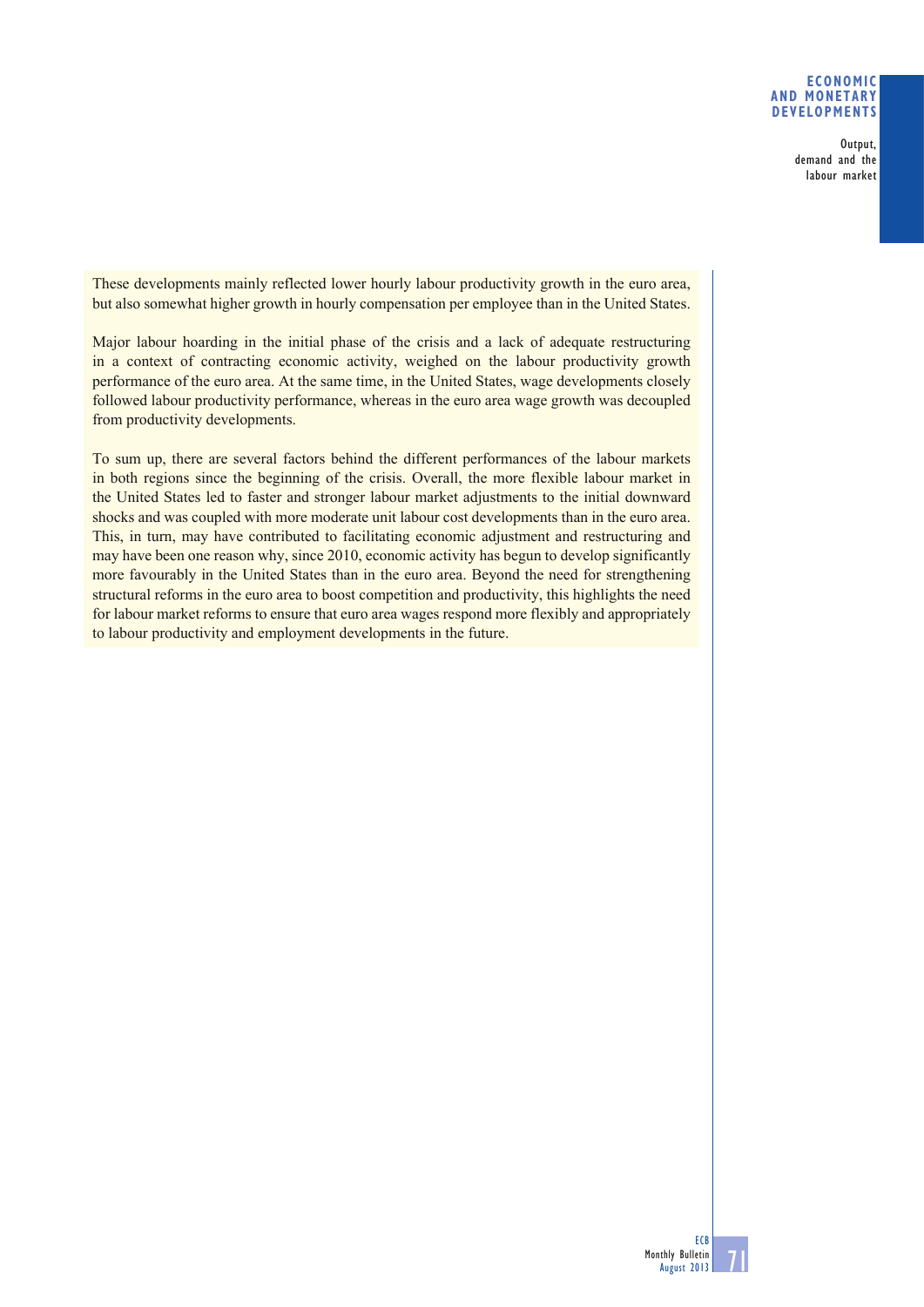These developments mainly reflected lower hourly labour productivity growth in the euro area, but also somewhat higher growth in hourly compensation per employee than in the United States.

Major labour hoarding in the initial phase of the crisis and a lack of adequate restructuring in a context of contracting economic activity, weighed on the labour productivity growth performance of the euro area. At the same time, in the United States, wage developments closely followed labour productivity performance, whereas in the euro area wage growth was decoupled from productivity developments.

To sum up, there are several factors behind the different performances of the labour markets in both regions since the beginning of the crisis. Overall, the more flexible labour market in the United States led to faster and stronger labour market adjustments to the initial downward shocks and was coupled with more moderate unit labour cost developments than in the euro area. This, in turn, may have contributed to facilitating economic adjustment and restructuring and may have been one reason why, since 2010, economic activity has begun to develop significantly more favourably in the United States than in the euro area. Beyond the need for strengthening structural reforms in the euro area to boost competition and productivity, this highlights the need for labour market reforms to ensure that euro area wages respond more flexibly and appropriately to labour productivity and employment developments in the future.